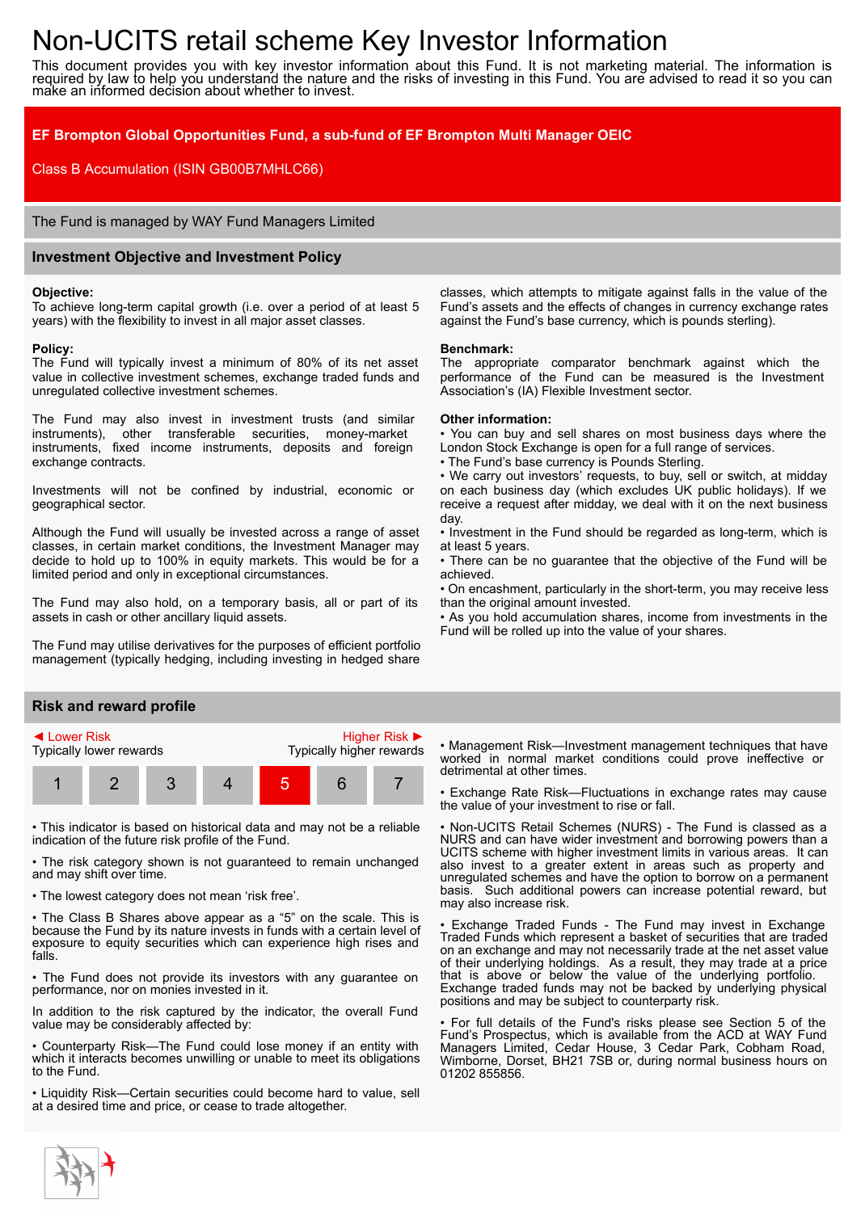# Non-UCITS retail scheme Key Investor Information

This document provides you with key investor information about this Fund. It is not marketing material. The information is required by law to help you understand the nature and the risks of investing in this Fund. You are advised to read it so you can make an informed decision about whether to invest.

**EF Brompton Global Opportunities Fund, a sub-fund of EF Brompton Multi Manager OEIC**

Class B Accumulation (ISIN GB00B7MHLC66)

The Fund is managed by WAY Fund Managers Limited

## Investment Objective and Investment Policy

**Objective:**
To achieve long-term capital growth (i.e. over a period of at least 5 years) with the flexibility to invest in all major asset classes.

**Policy:**
The Fund will typically invest a minimum of 80% of its net asset value in collective investment schemes, exchange traded funds and unregulated collective investment schemes.

The Fund may also invest in investment trusts (and similar instruments), other transferable securities, money-market instruments, fixed income instruments, deposits and foreign exchange contracts.

Investments will not be confined by industrial, economic or geographical sector.

Although the Fund will usually be invested across a range of asset classes, in certain market conditions, the Investment Manager may decide to hold up to 100% in equity markets. This would be for a limited period and only in exceptional circumstances.

The Fund may also hold, on a temporary basis, all or part of its assets in cash or other ancillary liquid assets.

The Fund may utilise derivatives for the purposes of efficient portfolio management (typically hedging, including investing in hedged share classes, which attempts to mitigate against falls in the value of the Fund's assets and the effects of changes in currency exchange rates against the Fund's base currency, which is pounds sterling).

**Benchmark:**
The appropriate comparator benchmark against which the performance of the Fund can be measured is the Investment Association's (IA) Flexible Investment sector.

**Other information:**

- You can buy and sell shares on most business days where the London Stock Exchange is open for a full range of services.
- The Fund's base currency is Pounds Sterling.
- We carry out investors' requests, to buy, sell or switch, at midday on each business day (which excludes UK public holidays). If we receive a request after midday, we deal with it on the next business day.
- Investment in the Fund should be regarded as long-term, which is at least 5 years.
- There can be no guarantee that the objective of the Fund will be achieved.
- On encashment, particularly in the short-term, you may receive less than the original amount invested.
- As you hold accumulation shares, income from investments in the Fund will be rolled up into the value of your shares.

## Risk and reward profile

◄ Lower Risk — Typically lower rewards | Higher Risk ► — Typically higher rewards

| 1 | 2 | 3 | 4 | **5** | 6 | 7 |
|---|---|---|---|---|---|---|

- This indicator is based on historical data and may not be a reliable indication of the future risk profile of the Fund.
- The risk category shown is not guaranteed to remain unchanged and may shift over time.
- The lowest category does not mean 'risk free'.
- The Class B Shares above appear as a "5" on the scale. This is because the Fund by its nature invests in funds with a certain level of exposure to equity securities which can experience high rises and falls.
- The Fund does not provide its investors with any guarantee on performance, nor on monies invested in it.

In addition to the risk captured by the indicator, the overall Fund value may be considerably affected by:

- Counterparty Risk—The Fund could lose money if an entity with which it interacts becomes unwilling or unable to meet its obligations to the Fund.
- Liquidity Risk—Certain securities could become hard to value, sell at a desired time and price, or cease to trade altogether.
- Management Risk—Investment management techniques that have worked in normal market conditions could prove ineffective or detrimental at other times.
- Exchange Rate Risk—Fluctuations in exchange rates may cause the value of your investment to rise or fall.
- Non-UCITS Retail Schemes (NURS) - The Fund is classed as a NURS and can have wider investment and borrowing powers than a UCITS scheme with higher investment limits in various areas. It can also invest to a greater extent in areas such as property and unregulated schemes and have the option to borrow on a permanent basis. Such additional powers can increase potential reward, but may also increase risk.
- Exchange Traded Funds - The Fund may invest in Exchange Traded Funds which represent a basket of securities that are traded on an exchange and may not necessarily trade at the net asset value of their underlying holdings. As a result, they may trade at a price that is above or below the value of the underlying portfolio. Exchange traded funds may not be backed by underlying physical positions and may be subject to counterparty risk.
- For full details of the Fund's risks please see Section 5 of the Fund's Prospectus, which is available from the ACD at WAY Fund Managers Limited, Cedar House, 3 Cedar Park, Cobham Road, Wimborne, Dorset, BH21 7SB or, during normal business hours on 01202 855856.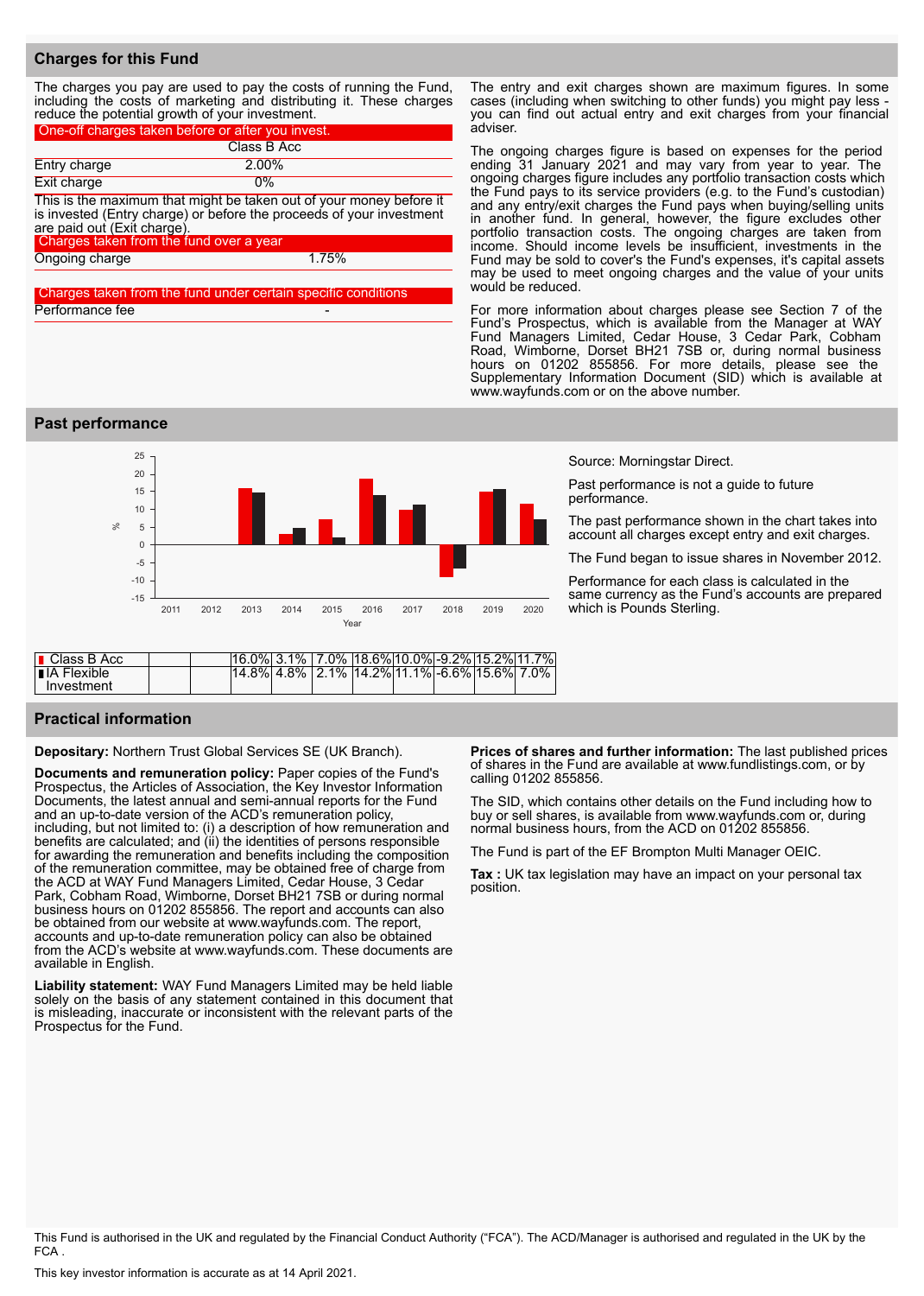## Charges for this Fund

The charges you pay are used to pay the costs of running the Fund, including the costs of marketing and distributing it. These charges reduce the potential growth of your investment.

| One-off charges taken before or after you invest. | |
|---|---|
| | Class B Acc |
| Entry charge | 2.00% |
| Exit charge | 0% |

This is the maximum that might be taken out of your money before it is invested (Entry charge) or before the proceeds of your investment are paid out (Exit charge).

| Charges taken from the fund over a year | |
|---|---|
| Ongoing charge | 1.75% |

| Charges taken from the fund under certain specific conditions | |
|---|---|
| Performance fee | - |

The entry and exit charges shown are maximum figures. In some cases (including when switching to other funds) you might pay less - you can find out actual entry and exit charges from your financial adviser.

The ongoing charges figure is based on expenses for the period ending 31 January 2021 and may vary from year to year. The ongoing charges figure includes any portfolio transaction costs which the Fund pays to its service providers (e.g. to the Fund's custodian) and any entry/exit charges the Fund pays when buying/selling units in another fund. In general, however, the figure excludes other portfolio transaction costs. The ongoing charges are taken from income. Should income levels be insufficient, investments in the Fund may be sold to cover's the Fund's expenses, it's capital assets may be used to meet ongoing charges and the value of your units would be reduced.

For more information about charges please see Section 7 of the Fund's Prospectus, which is available from the Manager at WAY Fund Managers Limited, Cedar House, 3 Cedar Park, Cobham Road, Wimborne, Dorset BH21 7SB or, during normal business hours on 01202 855856. For more details, please see the Supplementary Information Document (SID) which is available at www.wayfunds.com or on the above number.

## Past performance

25
20
15
10
5
0
-5
-10
-15
%
2011 2012 2013 2014 2015 2016 2017 2018 2019 2020
Year

| | 2011 | 2012 | 2013 | 2014 | 2015 | 2016 | 2017 | 2018 | 2019 | 2020 |
|---|---|---|---|---|---|---|---|---|---|---|
| Class B Acc | | | 16.0% | 3.1% | 7.0% | 18.6% | 10.0% | -9.2% | 15.2% | 11.7% |
| IA Flexible Investment | | | 14.8% | 4.8% | 2.1% | 14.2% | 11.1% | -6.6% | 15.6% | 7.0% |

Source: Morningstar Direct.

Past performance is not a guide to future performance.

The past performance shown in the chart takes into account all charges except entry and exit charges.

The Fund began to issue shares in November 2012.

Performance for each class is calculated in the same currency as the Fund's accounts are prepared which is Pounds Sterling.

## Practical information

**Depositary:** Northern Trust Global Services SE (UK Branch).

**Documents and remuneration policy:** Paper copies of the Fund's Prospectus, the Articles of Association, the Key Investor Information Documents, the latest annual and semi-annual reports for the Fund and an up-to-date version of the ACD's remuneration policy, including, but not limited to: (i) a description of how remuneration and benefits are calculated; and (ii) the identities of persons responsible for awarding the remuneration and benefits including the composition of the remuneration committee, may be obtained free of charge from the ACD at WAY Fund Managers Limited, Cedar House, 3 Cedar Park, Cobham Road, Wimborne, Dorset BH21 7SB or during normal business hours on 01202 855856. The report and accounts can also be obtained from our website at www.wayfunds.com. The report, accounts and up-to-date remuneration policy can also be obtained from the ACD's website at www.wayfunds.com. These documents are available in English.

**Liability statement:** WAY Fund Managers Limited may be held liable solely on the basis of any statement contained in this document that is misleading, inaccurate or inconsistent with the relevant parts of the Prospectus for the Fund.

**Prices of shares and further information:** The last published prices of shares in the Fund are available at www.fundlistings.com, or by calling 01202 855856.

The SID, which contains other details on the Fund including how to buy or sell shares, is available from www.wayfunds.com or, during normal business hours, from the ACD on 01202 855856.

The Fund is part of the EF Brompton Multi Manager OEIC.

**Tax :** UK tax legislation may have an impact on your personal tax position.

This Fund is authorised in the UK and regulated by the Financial Conduct Authority ("FCA"). The ACD/Manager is authorised and regulated in the UK by the FCA .

This key investor information is accurate as at 14 April 2021.